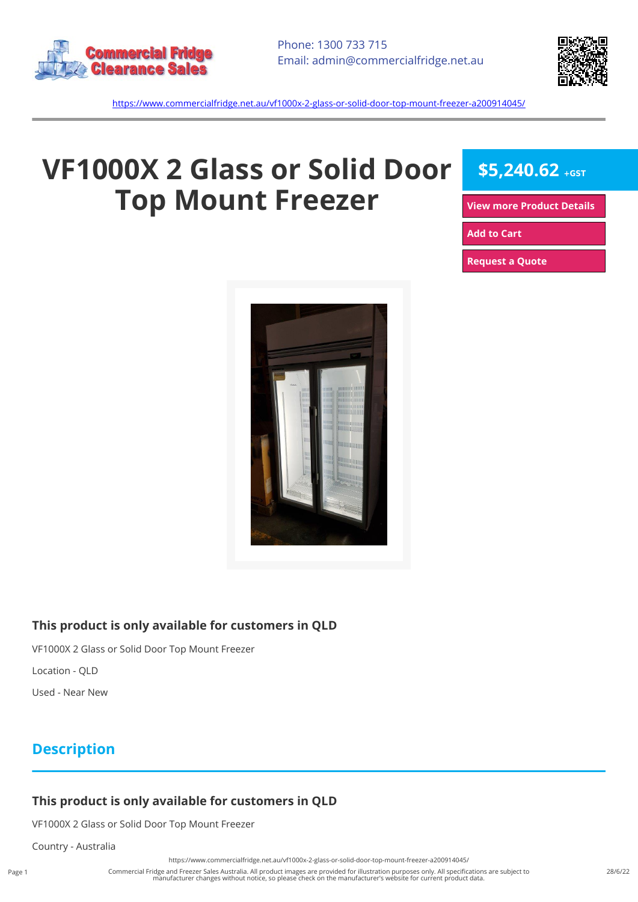Phone: 1300 733 715
Email: admin@commercialfridge.net.au

https://www.commercialfridge.net.au/vf1000x-2-glass-or-solid-door-top-mount-freezer-a200914045/

# VF1000X 2 Glass or Solid Door Top Mount Freezer

**$5,240.62** +GST

View more Product Details

Add to Cart

Request a Quote

### This product is only available for customers in QLD

VF1000X 2 Glass or Solid Door Top Mount Freezer

Location - QLD

Used - Near New

## Description

### This product is only available for customers in QLD

VF1000X 2 Glass or Solid Door Top Mount Freezer

Country - Australia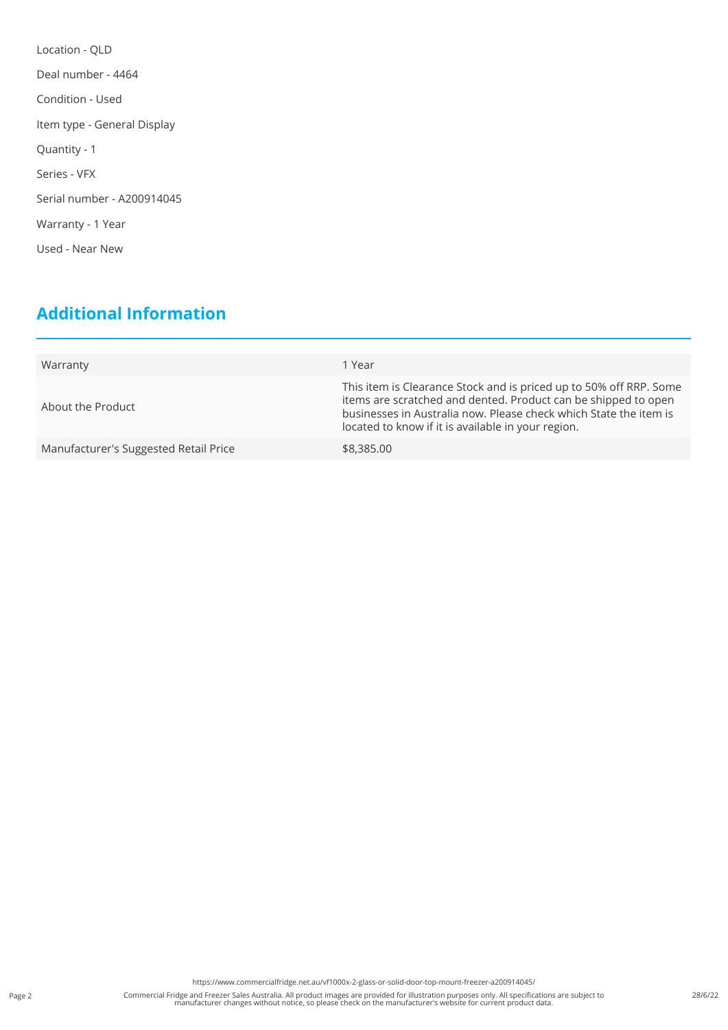Location - QLD

Deal number - 4464

Condition - Used

Item type - General Display

Quantity - 1

Series - VFX

Serial number - A200914045

Warranty - 1 Year

Used - Near New

## Additional Information

| | |
|---|---|
| Warranty | 1 Year |
| About the Product | This item is Clearance Stock and is priced up to 50% off RRP. Some items are scratched and dented. Product can be shipped to open businesses in Australia now. Please check which State the item is located to know if it is available in your region. |
| Manufacturer's Suggested Retail Price | $8,385.00 |